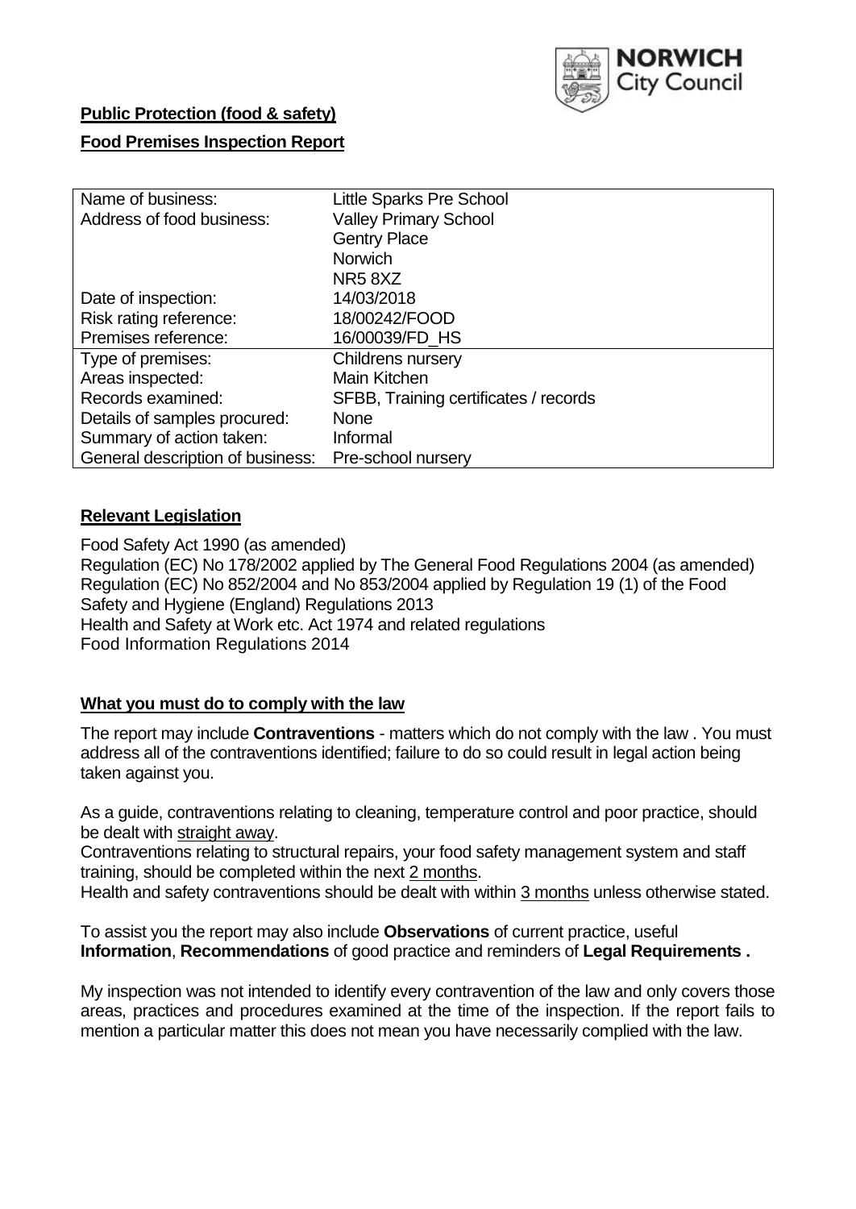**Public Protection (food & safety)**

**Food Premises Inspection Report**

| | |
|---|---|
| Name of business: | Little Sparks Pre School |
| Address of food business: | Valley Primary School<br>Gentry Place<br>Norwich<br>NR5 8XZ |
| Date of inspection: | 14/03/2018 |
| Risk rating reference: | 18/00242/FOOD |
| Premises reference: | 16/00039/FD_HS |
| Type of premises: | Childrens nursery |
| Areas inspected: | Main Kitchen |
| Records examined: | SFBB, Training certificates / records |
| Details of samples procured: | None |
| Summary of action taken: | Informal |
| General description of business: | Pre-school nursery |

## **Relevant Legislation**

Food Safety Act 1990 (as amended)
Regulation (EC) No 178/2002 applied by The General Food Regulations 2004 (as amended)
Regulation (EC) No 852/2004 and No 853/2004 applied by Regulation 19 (1) of the Food Safety and Hygiene (England) Regulations 2013
Health and Safety at Work etc. Act 1974 and related regulations
Food Information Regulations 2014

## **What you must do to comply with the law**

The report may include **Contraventions** - matters which do not comply with the law . You must address all of the contraventions identified; failure to do so could result in legal action being taken against you.

As a guide, contraventions relating to cleaning, temperature control and poor practice, should be dealt with straight away.

Contraventions relating to structural repairs, your food safety management system and staff training, should be completed within the next 2 months.

Health and safety contraventions should be dealt with within 3 months unless otherwise stated.

To assist you the report may also include **Observations** of current practice, useful **Information**, **Recommendations** of good practice and reminders of **Legal Requirements .**

My inspection was not intended to identify every contravention of the law and only covers those areas, practices and procedures examined at the time of the inspection. If the report fails to mention a particular matter this does not mean you have necessarily complied with the law.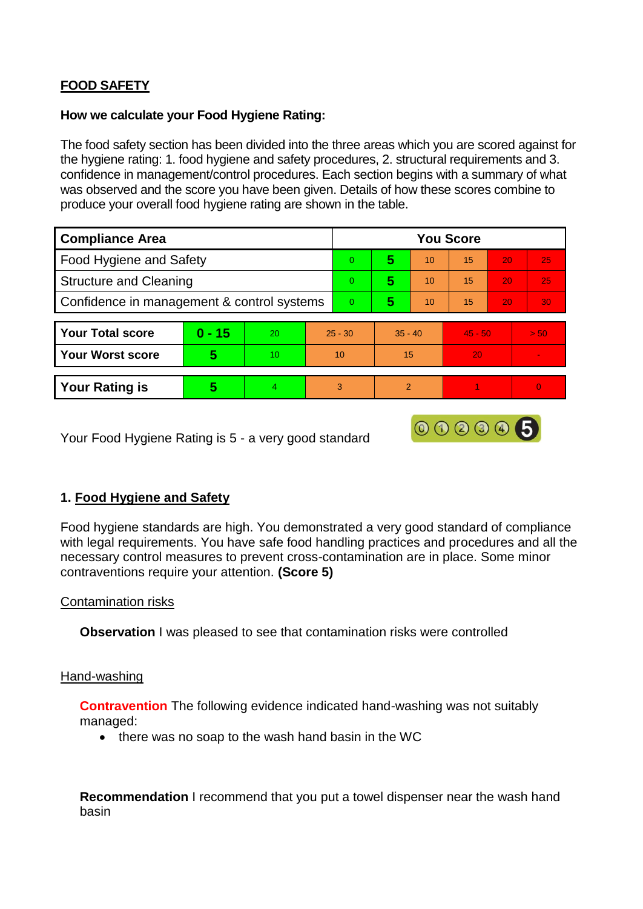## FOOD SAFETY

**How we calculate your Food Hygiene Rating:**

The food safety section has been divided into the three areas which you are scored against for the hygiene rating: 1. food hygiene and safety procedures, 2. structural requirements and 3. confidence in management/control procedures. Each section begins with a summary of what was observed and the score you have been given. Details of how these scores combine to produce your overall food hygiene rating are shown in the table.

| Compliance Area | You Score | | | | | |
|---|---|---|---|---|---|---|
| Food Hygiene and Safety | 0 | **5** | 10 | 15 | 20 | 25 |
| Structure and Cleaning | 0 | **5** | 10 | 15 | 20 | 25 |
| Confidence in management & control systems | 0 | **5** | 10 | 15 | 20 | 30 |

| | | | | | | |
|---|---|---|---|---|---|---|
| **Your Total score** | **0 - 15** | 20 | 25 - 30 | 35 - 40 | 45 - 50 | > 50 |
| **Your Worst score** | **5** | 10 | 10 | 15 | 20 | - |

| | | | | | | |
|---|---|---|---|---|---|---|
| **Your Rating is** | **5** | 4 | 3 | 2 | 1 | 0 |

Your Food Hygiene Rating is 5 - a very good standard

### 1. Food Hygiene and Safety

Food hygiene standards are high. You demonstrated a very good standard of compliance with legal requirements. You have safe food handling practices and procedures and all the necessary control measures to prevent cross-contamination are in place. Some minor contraventions require your attention. **(Score 5)**

Contamination risks

**Observation** I was pleased to see that contamination risks were controlled

Hand-washing

**Contravention** The following evidence indicated hand-washing was not suitably managed:

- there was no soap to the wash hand basin in the WC

**Recommendation** I recommend that you put a towel dispenser near the wash hand basin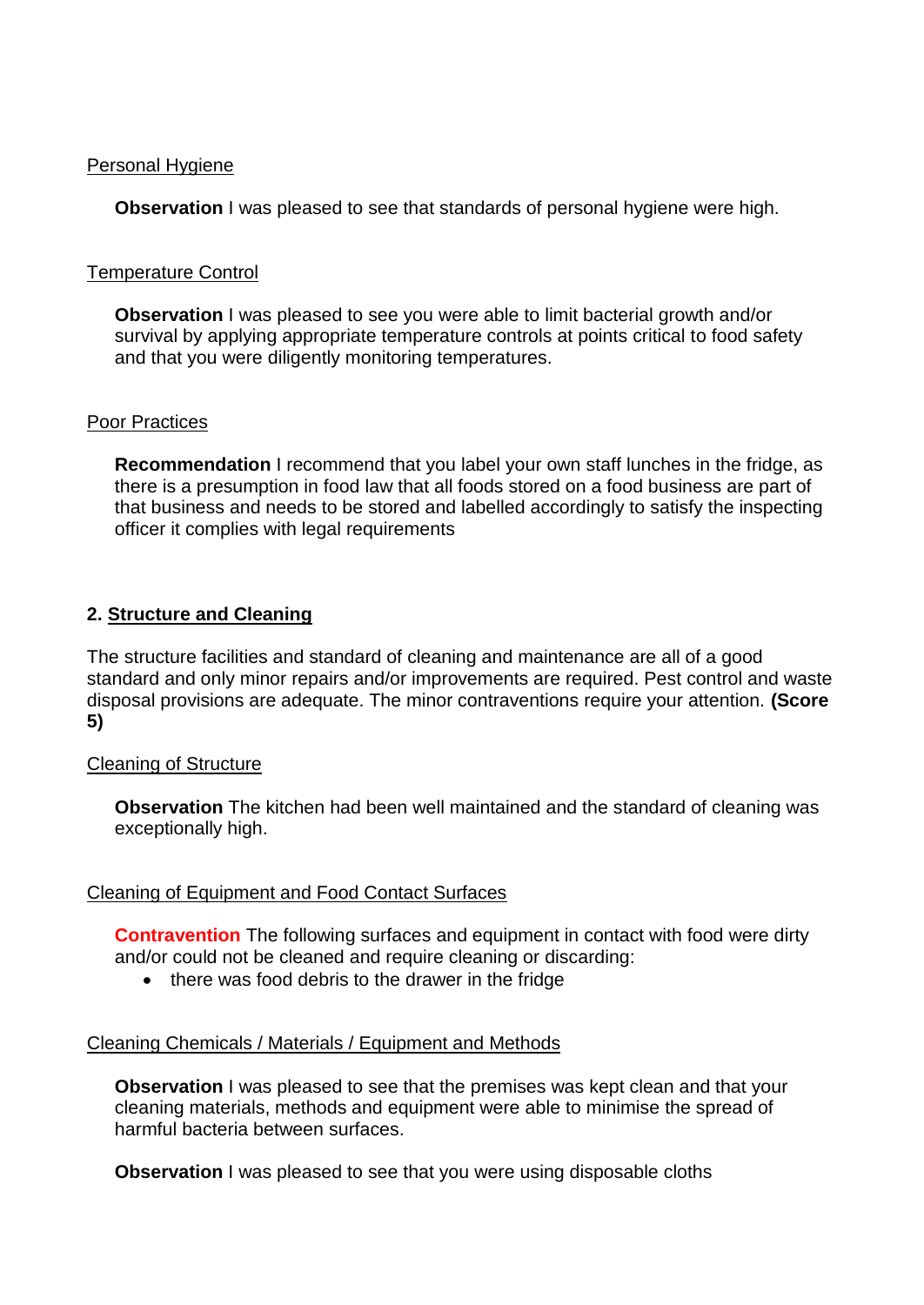Personal Hygiene

**Observation** I was pleased to see that standards of personal hygiene were high.

Temperature Control

**Observation** I was pleased to see you were able to limit bacterial growth and/or survival by applying appropriate temperature controls at points critical to food safety and that you were diligently monitoring temperatures.

Poor Practices

**Recommendation** I recommend that you label your own staff lunches in the fridge, as there is a presumption in food law that all foods stored on a food business are part of that business and needs to be stored and labelled accordingly to satisfy the inspecting officer it complies with legal requirements

## 2. Structure and Cleaning

The structure facilities and standard of cleaning and maintenance are all of a good standard and only minor repairs and/or improvements are required. Pest control and waste disposal provisions are adequate. The minor contraventions require your attention. **(Score 5)**

Cleaning of Structure

**Observation** The kitchen had been well maintained and the standard of cleaning was exceptionally high.

Cleaning of Equipment and Food Contact Surfaces

**Contravention** The following surfaces and equipment in contact with food were dirty and/or could not be cleaned and require cleaning or discarding:

- there was food debris to the drawer in the fridge

Cleaning Chemicals / Materials / Equipment and Methods

**Observation** I was pleased to see that the premises was kept clean and that your cleaning materials, methods and equipment were able to minimise the spread of harmful bacteria between surfaces.

**Observation** I was pleased to see that you were using disposable cloths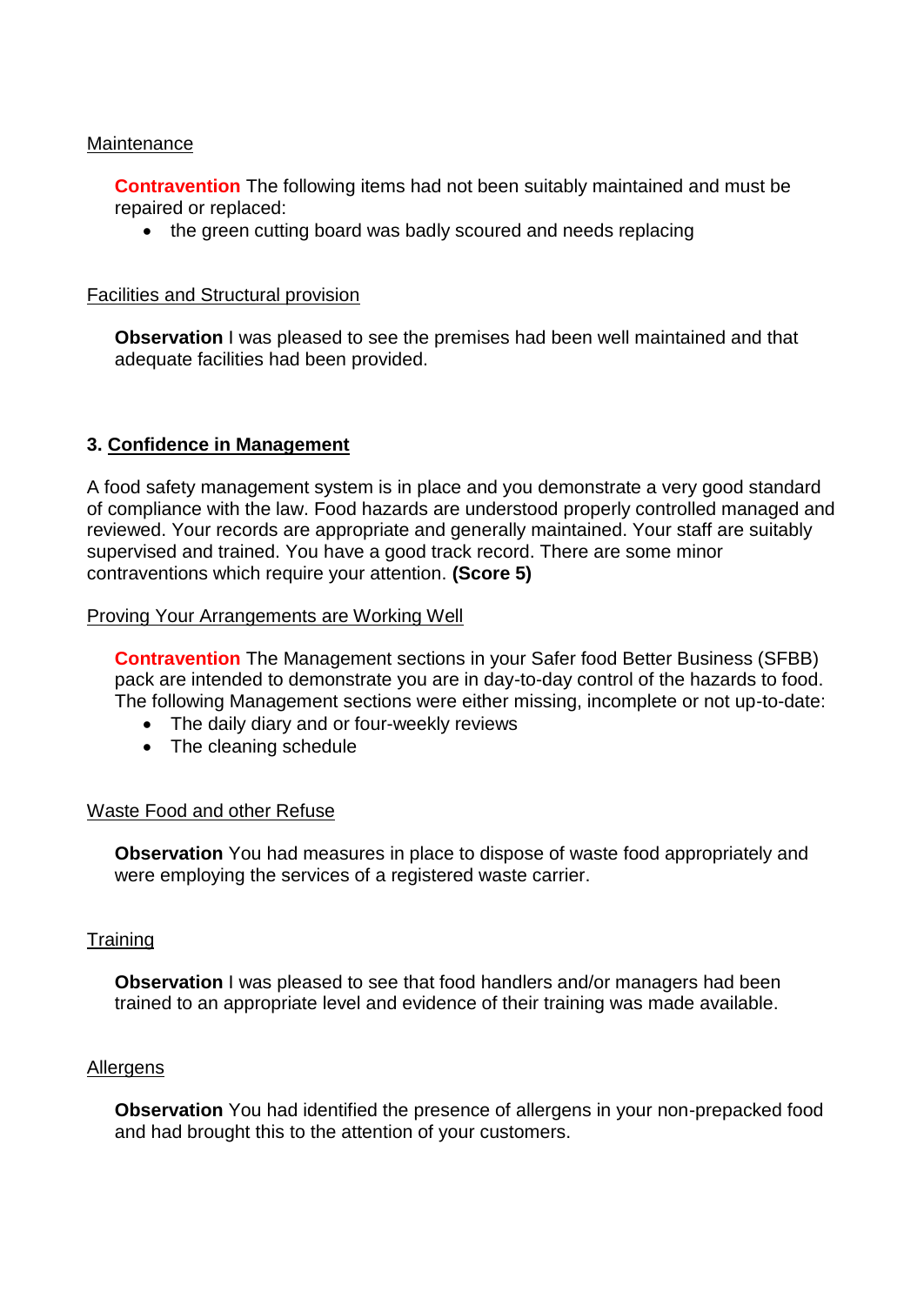Maintenance

**Contravention** The following items had not been suitably maintained and must be repaired or replaced:

- the green cutting board was badly scoured and needs replacing

Facilities and Structural provision

**Observation** I was pleased to see the premises had been well maintained and that adequate facilities had been provided.

### 3. Confidence in Management

A food safety management system is in place and you demonstrate a very good standard of compliance with the law. Food hazards are understood properly controlled managed and reviewed. Your records are appropriate and generally maintained. Your staff are suitably supervised and trained. You have a good track record. There are some minor contraventions which require your attention. **(Score 5)**

Proving Your Arrangements are Working Well

**Contravention** The Management sections in your Safer food Better Business (SFBB) pack are intended to demonstrate you are in day-to-day control of the hazards to food. The following Management sections were either missing, incomplete or not up-to-date:

- The daily diary and or four-weekly reviews
- The cleaning schedule

Waste Food and other Refuse

**Observation** You had measures in place to dispose of waste food appropriately and were employing the services of a registered waste carrier.

Training

**Observation** I was pleased to see that food handlers and/or managers had been trained to an appropriate level and evidence of their training was made available.

Allergens

**Observation** You had identified the presence of allergens in your non-prepacked food and had brought this to the attention of your customers.